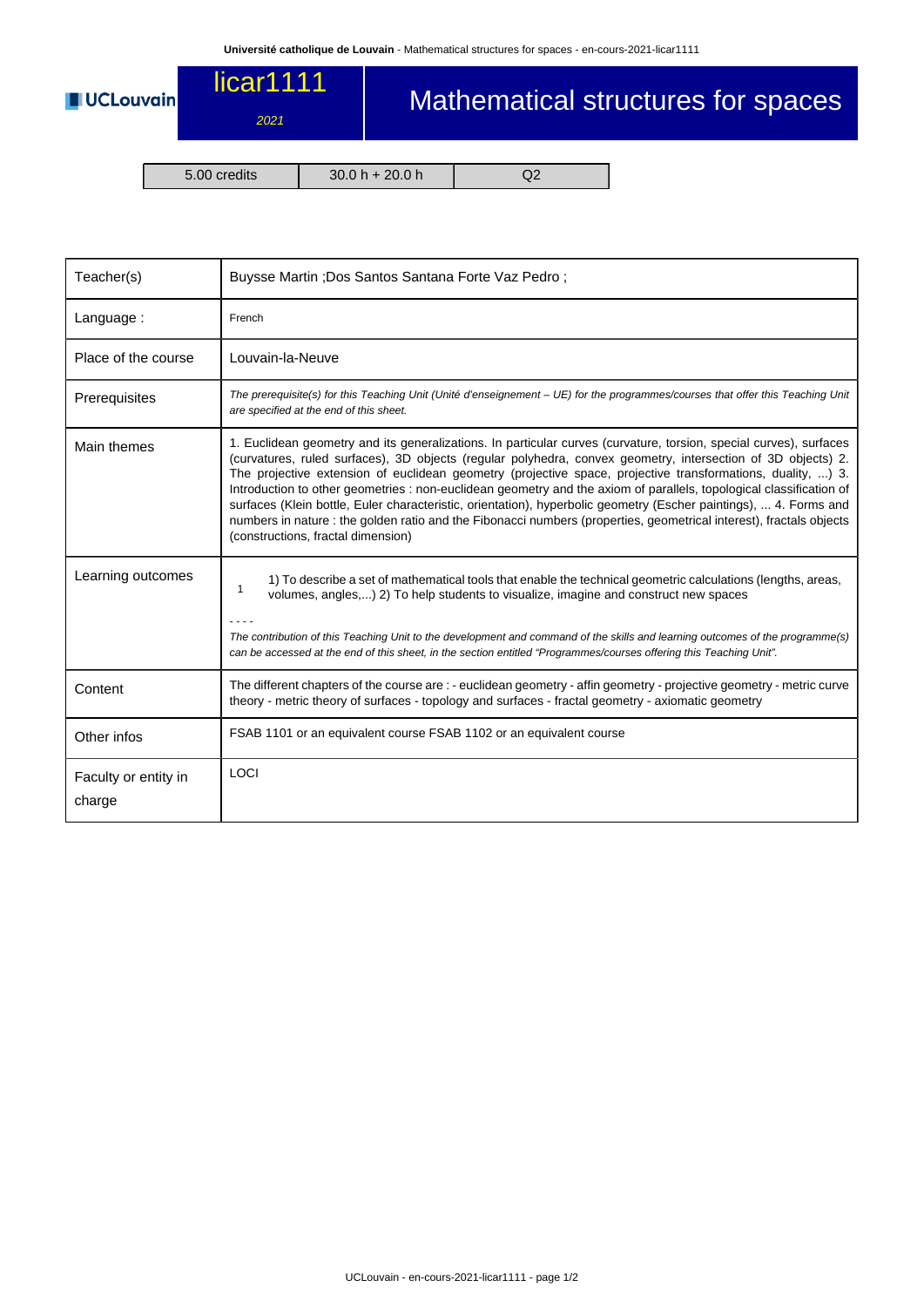# licar1111

*2021*

# Mathematical structures for spaces

| 5.00 credits | 30.0 h + 20.0 h | Q2 |
|---|---|---|

| | |
|---|---|
| Teacher(s) | Buysse Martin ;Dos Santos Santana Forte Vaz Pedro ; |
| Language : | French |
| Place of the course | Louvain-la-Neuve |
| Prerequisites | *The prerequisite(s) for this Teaching Unit (Unité d'enseignement – UE) for the programmes/courses that offer this Teaching Unit are specified at the end of this sheet.* |
| Main themes | 1. Euclidean geometry and its generalizations. In particular curves (curvature, torsion, special curves), surfaces (curvatures, ruled surfaces), 3D objects (regular polyhedra, convex geometry, intersection of 3D objects) 2. The projective extension of euclidean geometry (projective space, projective transformations, duality, ...) 3. Introduction to other geometries : non-euclidean geometry and the axiom of parallels, topological classification of surfaces (Klein bottle, Euler characteristic, orientation), hyperbolic geometry (Escher paintings), ... 4. Forms and numbers in nature : the golden ratio and the Fibonacci numbers (properties, geometrical interest), fractals objects (constructions, fractal dimension) |
| Learning outcomes | 1 — 1) To describe a set of mathematical tools that enable the technical geometric calculations (lengths, areas, volumes, angles,...) 2) To help students to visualize, imagine and construct new spaces<br>- - - -<br>*The contribution of this Teaching Unit to the development and command of the skills and learning outcomes of the programme(s) can be accessed at the end of this sheet, in the section entitled "Programmes/courses offering this Teaching Unit".* |
| Content | The different chapters of the course are : - euclidean geometry - affin geometry - projective geometry - metric curve theory - metric theory of surfaces - topology and surfaces - fractal geometry - axiomatic geometry |
| Other infos | FSAB 1101 or an equivalent course FSAB 1102 or an equivalent course |
| Faculty or entity in charge | LOCI |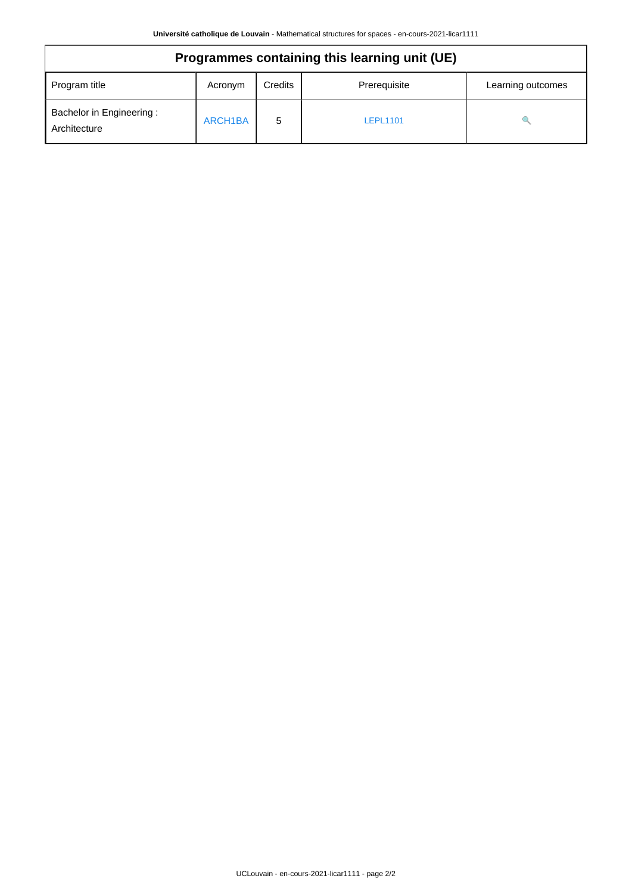## Programmes containing this learning unit (UE)

| Program title | Acronym | Credits | Prerequisite | Learning outcomes |
|---|---|---|---|---|
| Bachelor in Engineering : Architecture | ARCH1BA | 5 | LEPL1101 | |